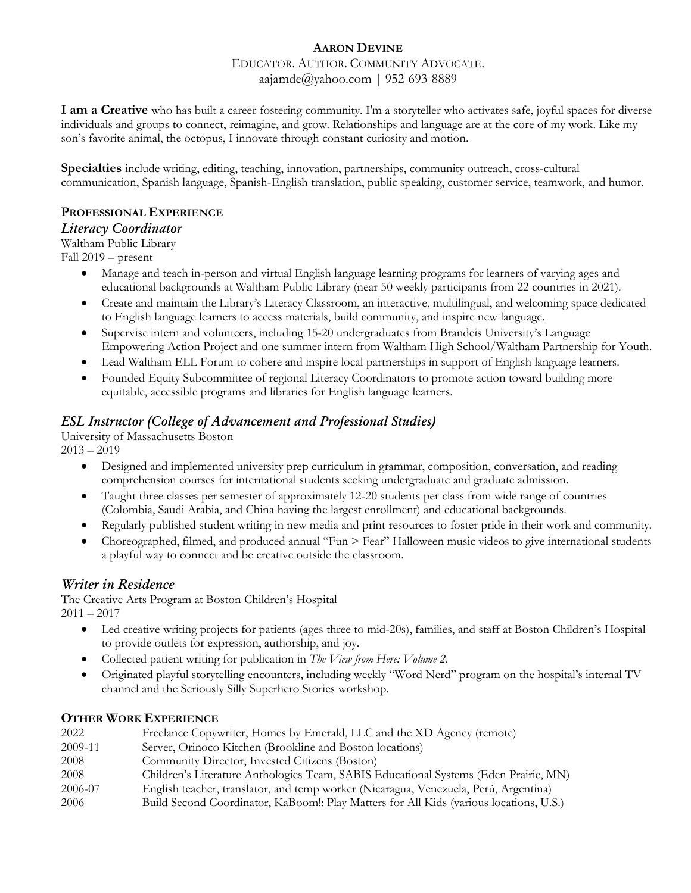# Aaron Devine

Educator. Author. Community Advocate.

aajamde@yahoo.com | 952-693-8889

**I am a Creative** who has built a career fostering community. I'm a storyteller who activates safe, joyful spaces for diverse individuals and groups to connect, reimagine, and grow. Relationships and language are at the core of my work. Like my son's favorite animal, the octopus, I innovate through constant curiosity and motion.

**Specialties** include writing, editing, teaching, innovation, partnerships, community outreach, cross-cultural communication, Spanish language, Spanish-English translation, public speaking, customer service, teamwork, and humor.

## Professional Experience

### *Literacy Coordinator*

Waltham Public Library
Fall 2019 – present

- Manage and teach in-person and virtual English language learning programs for learners of varying ages and educational backgrounds at Waltham Public Library (near 50 weekly participants from 22 countries in 2021).
- Create and maintain the Library's Literacy Classroom, an interactive, multilingual, and welcoming space dedicated to English language learners to access materials, build community, and inspire new language.
- Supervise intern and volunteers, including 15-20 undergraduates from Brandeis University's Language Empowering Action Project and one summer intern from Waltham High School/Waltham Partnership for Youth.
- Lead Waltham ELL Forum to cohere and inspire local partnerships in support of English language learners.
- Founded Equity Subcommittee of regional Literacy Coordinators to promote action toward building more equitable, accessible programs and libraries for English language learners.

### *ESL Instructor (College of Advancement and Professional Studies)*

University of Massachusetts Boston
2013 – 2019

- Designed and implemented university prep curriculum in grammar, composition, conversation, and reading comprehension courses for international students seeking undergraduate and graduate admission.
- Taught three classes per semester of approximately 12-20 students per class from wide range of countries (Colombia, Saudi Arabia, and China having the largest enrollment) and educational backgrounds.
- Regularly published student writing in new media and print resources to foster pride in their work and community.
- Choreographed, filmed, and produced annual "Fun > Fear" Halloween music videos to give international students a playful way to connect and be creative outside the classroom.

### *Writer in Residence*

The Creative Arts Program at Boston Children's Hospital
2011 – 2017

- Led creative writing projects for patients (ages three to mid-20s), families, and staff at Boston Children's Hospital to provide outlets for expression, authorship, and joy.
- Collected patient writing for publication in *The View from Here: Volume 2*.
- Originated playful storytelling encounters, including weekly "Word Nerd" program on the hospital's internal TV channel and the Seriously Silly Superhero Stories workshop.

## Other Work Experience

| | |
|---|---|
| 2022 | Freelance Copywriter, Homes by Emerald, LLC and the XD Agency (remote) |
| 2009-11 | Server, Orinoco Kitchen (Brookline and Boston locations) |
| 2008 | Community Director, Invested Citizens (Boston) |
| 2008 | Children's Literature Anthologies Team, SABIS Educational Systems (Eden Prairie, MN) |
| 2006-07 | English teacher, translator, and temp worker (Nicaragua, Venezuela, Perú, Argentina) |
| 2006 | Build Second Coordinator, KaBoom!: Play Matters for All Kids (various locations, U.S.) |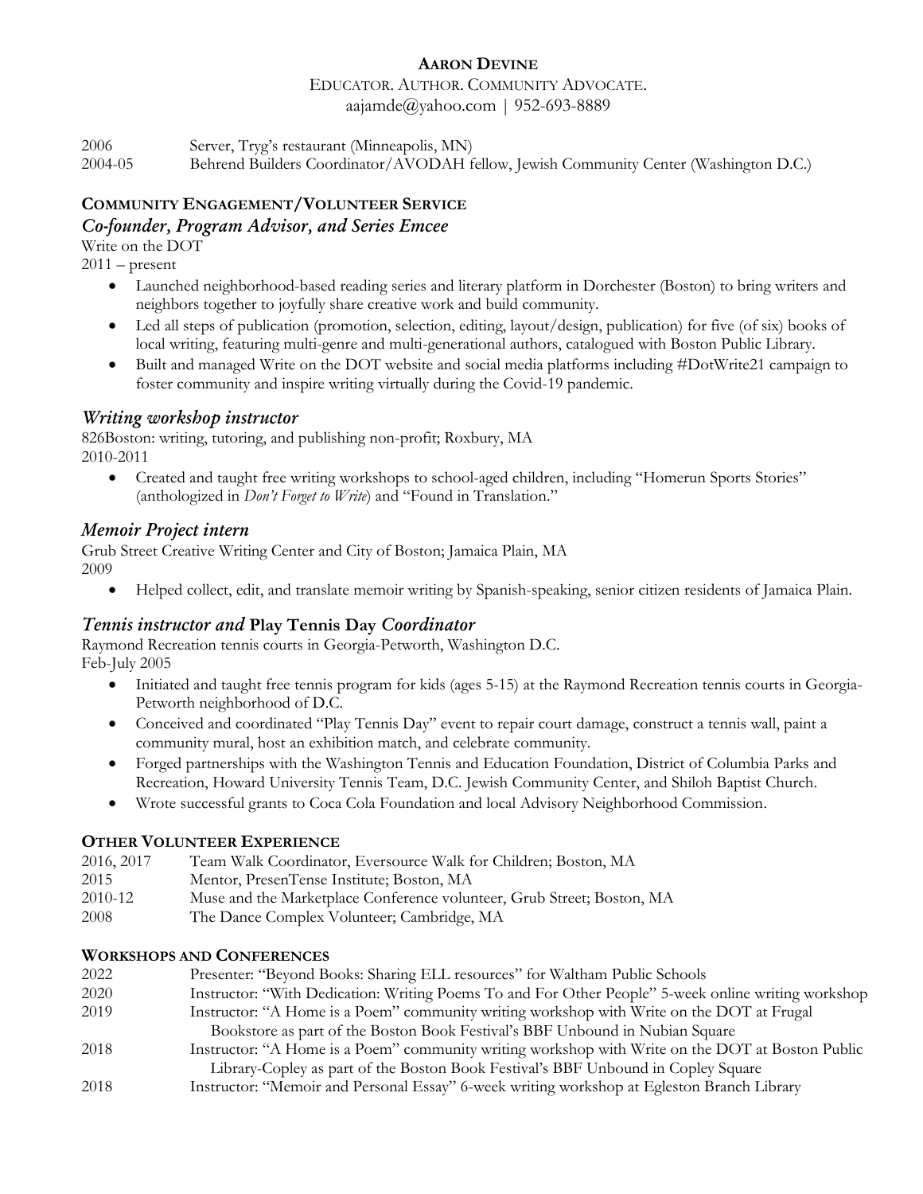**AARON DEVINE**

EDUCATOR. AUTHOR. COMMUNITY ADVOCATE.
aajamde@yahoo.com | 952-693-8889

2006 Server, Tryg's restaurant (Minneapolis, MN)
2004-05 Behrend Builders Coordinator/AVODAH fellow, Jewish Community Center (Washington D.C.)

## COMMUNITY ENGAGEMENT/VOLUNTEER SERVICE

### *Co-founder, Program Advisor, and Series Emcee*

Write on the DOT
2011 – present

- Launched neighborhood-based reading series and literary platform in Dorchester (Boston) to bring writers and neighbors together to joyfully share creative work and build community.
- Led all steps of publication (promotion, selection, editing, layout/design, publication) for five (of six) books of local writing, featuring multi-genre and multi-generational authors, catalogued with Boston Public Library.
- Built and managed Write on the DOT website and social media platforms including #DotWrite21 campaign to foster community and inspire writing virtually during the Covid-19 pandemic.

### *Writing workshop instructor*

826Boston: writing, tutoring, and publishing non-profit; Roxbury, MA
2010-2011

- Created and taught free writing workshops to school-aged children, including "Homerun Sports Stories" (anthologized in *Don't Forget to Write*) and "Found in Translation."

### *Memoir Project intern*

Grub Street Creative Writing Center and City of Boston; Jamaica Plain, MA
2009

- Helped collect, edit, and translate memoir writing by Spanish-speaking, senior citizen residents of Jamaica Plain.

### *Tennis instructor and* **Play Tennis Day** *Coordinator*

Raymond Recreation tennis courts in Georgia-Petworth, Washington D.C.
Feb-July 2005

- Initiated and taught free tennis program for kids (ages 5-15) at the Raymond Recreation tennis courts in Georgia-Petworth neighborhood of D.C.
- Conceived and coordinated "Play Tennis Day" event to repair court damage, construct a tennis wall, paint a community mural, host an exhibition match, and celebrate community.
- Forged partnerships with the Washington Tennis and Education Foundation, District of Columbia Parks and Recreation, Howard University Tennis Team, D.C. Jewish Community Center, and Shiloh Baptist Church.
- Wrote successful grants to Coca Cola Foundation and local Advisory Neighborhood Commission.

## OTHER VOLUNTEER EXPERIENCE

2016, 2017 Team Walk Coordinator, Eversource Walk for Children; Boston, MA
2015 Mentor, PresenTense Institute; Boston, MA
2010-12 Muse and the Marketplace Conference volunteer, Grub Street; Boston, MA
2008 The Dance Complex Volunteer; Cambridge, MA

## WORKSHOPS AND CONFERENCES

2022 Presenter: "Beyond Books: Sharing ELL resources" for Waltham Public Schools
2020 Instructor: "With Dedication: Writing Poems To and For Other People" 5-week online writing workshop
2019 Instructor: "A Home is a Poem" community writing workshop with Write on the DOT at Frugal Bookstore as part of the Boston Book Festival's BBF Unbound in Nubian Square
2018 Instructor: "A Home is a Poem" community writing workshop with Write on the DOT at Boston Public Library-Copley as part of the Boston Book Festival's BBF Unbound in Copley Square
2018 Instructor: "Memoir and Personal Essay" 6-week writing workshop at Egleston Branch Library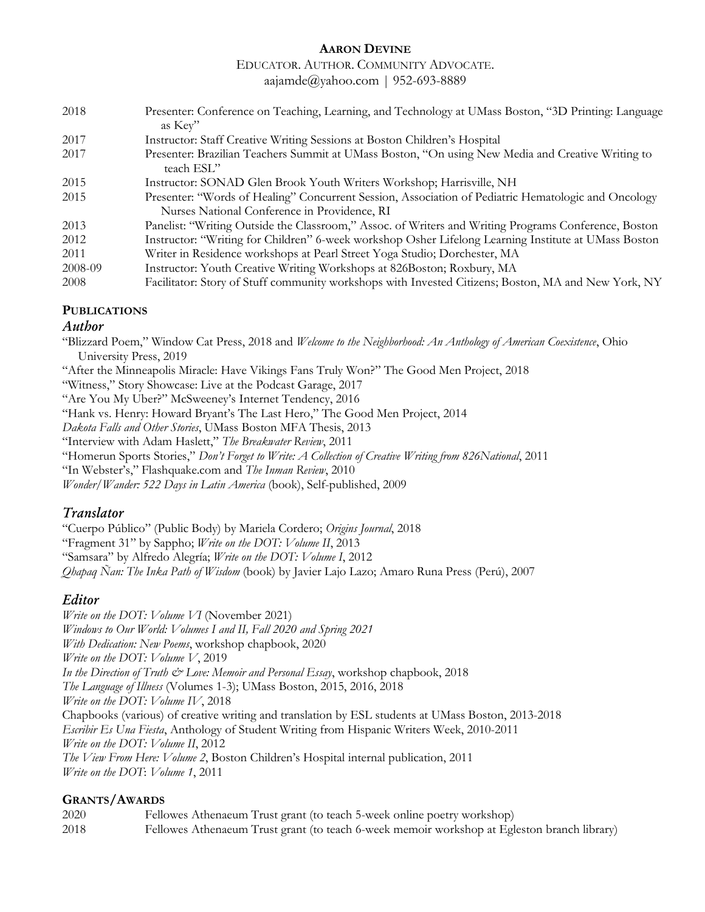**Aaron Devine**

Educator. Author. Community Advocate.

aajamde@yahoo.com | 952-693-8889

| | |
|---|---|
| 2018 | Presenter: Conference on Teaching, Learning, and Technology at UMass Boston, "3D Printing: Language as Key" |
| 2017 | Instructor: Staff Creative Writing Sessions at Boston Children's Hospital |
| 2017 | Presenter: Brazilian Teachers Summit at UMass Boston, "On using New Media and Creative Writing to teach ESL" |
| 2015 | Instructor: SONAD Glen Brook Youth Writers Workshop; Harrisville, NH |
| 2015 | Presenter: "Words of Healing" Concurrent Session, Association of Pediatric Hematologic and Oncology Nurses National Conference in Providence, RI |
| 2013 | Panelist: "Writing Outside the Classroom," Assoc. of Writers and Writing Programs Conference, Boston |
| 2012 | Instructor: "Writing for Children" 6-week workshop Osher Lifelong Learning Institute at UMass Boston |
| 2011 | Writer in Residence workshops at Pearl Street Yoga Studio; Dorchester, MA |
| 2008-09 | Instructor: Youth Creative Writing Workshops at 826Boston; Roxbury, MA |
| 2008 | Facilitator: Story of Stuff community workshops with Invested Citizens; Boston, MA and New York, NY |

## Publications

### *Author*

"Blizzard Poem," Window Cat Press, 2018 and *Welcome to the Neighborhood: An Anthology of American Coexistence*, Ohio University Press, 2019

"After the Minneapolis Miracle: Have Vikings Fans Truly Won?" The Good Men Project, 2018

"Witness," Story Showcase: Live at the Podcast Garage, 2017

"Are You My Uber?" McSweeney's Internet Tendency, 2016

"Hank vs. Henry: Howard Bryant's The Last Hero," The Good Men Project, 2014

*Dakota Falls and Other Stories*, UMass Boston MFA Thesis, 2013

"Interview with Adam Haslett," *The Breakwater Review*, 2011

"Homerun Sports Stories," *Don't Forget to Write: A Collection of Creative Writing from 826National*, 2011

"In Webster's," Flashquake.com and *The Inman Review*, 2010

*Wonder/Wander: 522 Days in Latin America* (book), Self-published, 2009

### *Translator*

"Cuerpo Público" (Public Body) by Mariela Cordero; *Origins Journal*, 2018

"Fragment 31" by Sappho; *Write on the DOT: Volume II*, 2013

"Samsara" by Alfredo Alegría; *Write on the DOT: Volume I*, 2012

*Qhapaq Ñan: The Inka Path of Wisdom* (book) by Javier Lajo Lazo; Amaro Runa Press (Perú), 2007

### *Editor*

*Write on the DOT: Volume VI* (November 2021)

*Windows to Our World: Volumes I and II, Fall 2020 and Spring 2021*

*With Dedication: New Poems*, workshop chapbook, 2020

*Write on the DOT: Volume V*, 2019

*In the Direction of Truth & Love: Memoir and Personal Essay*, workshop chapbook, 2018

*The Language of Illness* (Volumes 1-3); UMass Boston, 2015, 2016, 2018

*Write on the DOT: Volume IV*, 2018

Chapbooks (various) of creative writing and translation by ESL students at UMass Boston, 2013-2018

*Escribir Es Una Fiesta*, Anthology of Student Writing from Hispanic Writers Week, 2010-2011

*Write on the DOT: Volume II*, 2012

*The View From Here: Volume 2*, Boston Children's Hospital internal publication, 2011

*Write on the DOT: Volume 1*, 2011

## Grants/Awards

| | |
|---|---|
| 2020 | Fellowes Athenaeum Trust grant (to teach 5-week online poetry workshop) |
| 2018 | Fellowes Athenaeum Trust grant (to teach 6-week memoir workshop at Egleston branch library) |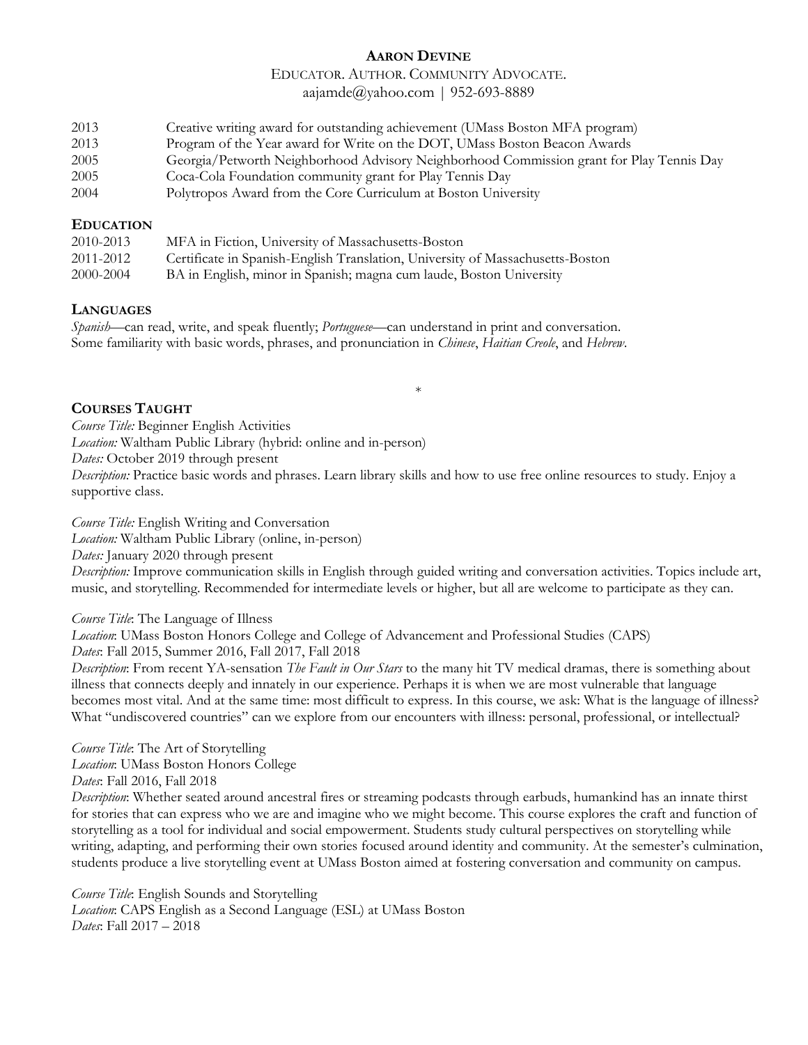**AARON DEVINE**

EDUCATOR. AUTHOR. COMMUNITY ADVOCATE.

aajamde@yahoo.com | 952-693-8889

| | |
|---|---|
| 2013 | Creative writing award for outstanding achievement (UMass Boston MFA program) |
| 2013 | Program of the Year award for Write on the DOT, UMass Boston Beacon Awards |
| 2005 | Georgia/Petworth Neighborhood Advisory Neighborhood Commission grant for Play Tennis Day |
| 2005 | Coca-Cola Foundation community grant for Play Tennis Day |
| 2004 | Polytropos Award from the Core Curriculum at Boston University |

## EDUCATION

| | |
|---|---|
| 2010-2013 | MFA in Fiction, University of Massachusetts-Boston |
| 2011-2012 | Certificate in Spanish-English Translation, University of Massachusetts-Boston |
| 2000-2004 | BA in English, minor in Spanish; magna cum laude, Boston University |

## LANGUAGES

*Spanish*—can read, write, and speak fluently; *Portuguese*—can understand in print and conversation.
Some familiarity with basic words, phrases, and pronunciation in *Chinese*, *Haitian Creole*, and *Hebrew*.

*

## COURSES TAUGHT

*Course Title:* Beginner English Activities
*Location:* Waltham Public Library (hybrid: online and in-person)
*Dates:* October 2019 through present
*Description:* Practice basic words and phrases. Learn library skills and how to use free online resources to study. Enjoy a supportive class.

*Course Title:* English Writing and Conversation
*Location:* Waltham Public Library (online, in-person)
*Dates:* January 2020 through present
*Description:* Improve communication skills in English through guided writing and conversation activities. Topics include art, music, and storytelling. Recommended for intermediate levels or higher, but all are welcome to participate as they can.

*Course Title*: The Language of Illness
*Location*: UMass Boston Honors College and College of Advancement and Professional Studies (CAPS)
*Dates*: Fall 2015, Summer 2016, Fall 2017, Fall 2018
*Description*: From recent YA-sensation *The Fault in Our Stars* to the many hit TV medical dramas, there is something about illness that connects deeply and innately in our experience. Perhaps it is when we are most vulnerable that language becomes most vital. And at the same time: most difficult to express. In this course, we ask: What is the language of illness? What "undiscovered countries" can we explore from our encounters with illness: personal, professional, or intellectual?

*Course Title*: The Art of Storytelling
*Location*: UMass Boston Honors College
*Dates*: Fall 2016, Fall 2018
*Description*: Whether seated around ancestral fires or streaming podcasts through earbuds, humankind has an innate thirst for stories that can express who we are and imagine who we might become. This course explores the craft and function of storytelling as a tool for individual and social empowerment. Students study cultural perspectives on storytelling while writing, adapting, and performing their own stories focused around identity and community. At the semester's culmination, students produce a live storytelling event at UMass Boston aimed at fostering conversation and community on campus.

*Course Title*: English Sounds and Storytelling
*Location*: CAPS English as a Second Language (ESL) at UMass Boston
*Dates*: Fall 2017 – 2018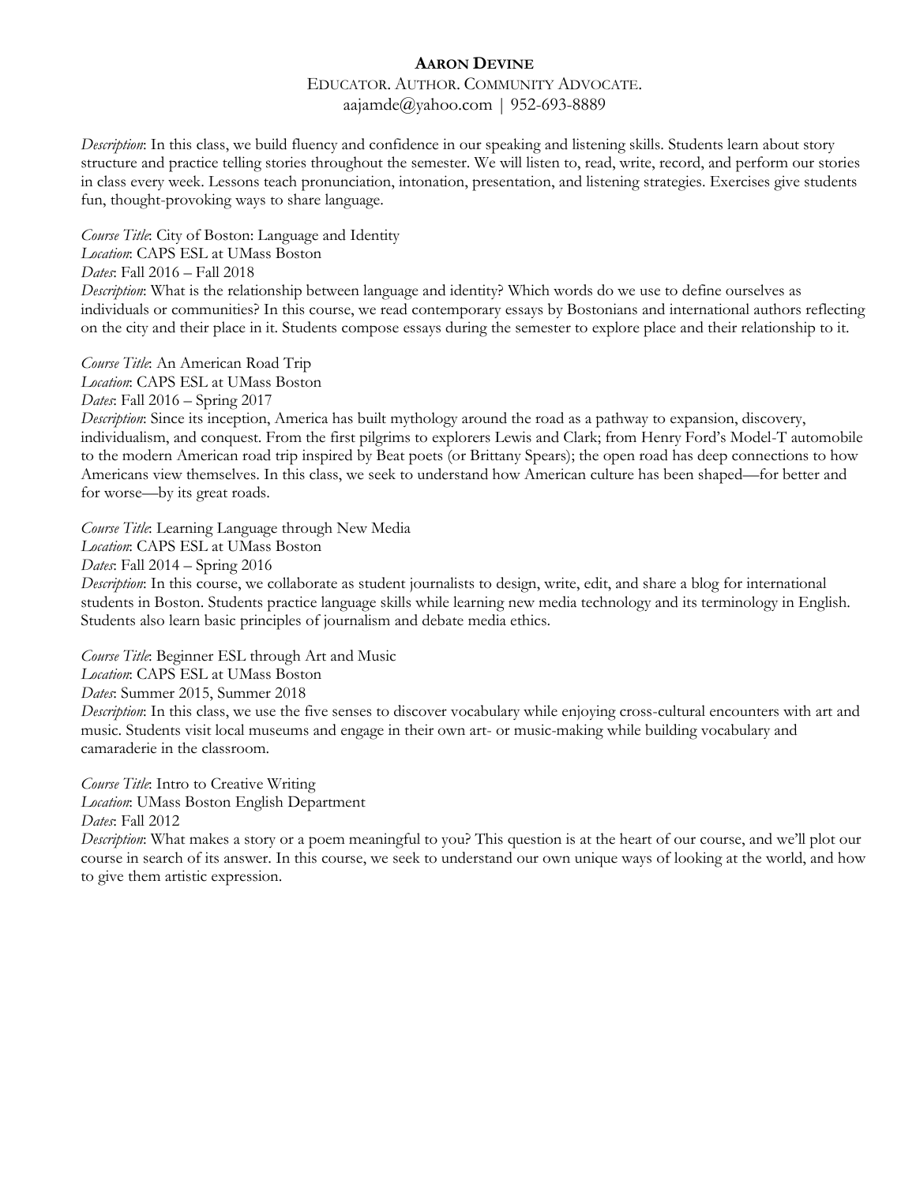**Aaron Devine**

Educator. Author. Community Advocate.

aajamde@yahoo.com | 952-693-8889

*Description*: In this class, we build fluency and confidence in our speaking and listening skills. Students learn about story structure and practice telling stories throughout the semester. We will listen to, read, write, record, and perform our stories in class every week. Lessons teach pronunciation, intonation, presentation, and listening strategies. Exercises give students fun, thought-provoking ways to share language.

*Course Title*: City of Boston: Language and Identity
*Location*: CAPS ESL at UMass Boston
*Dates*: Fall 2016 – Fall 2018
*Description*: What is the relationship between language and identity? Which words do we use to define ourselves as individuals or communities? In this course, we read contemporary essays by Bostonians and international authors reflecting on the city and their place in it. Students compose essays during the semester to explore place and their relationship to it.

*Course Title*: An American Road Trip
*Location*: CAPS ESL at UMass Boston
*Dates*: Fall 2016 – Spring 2017
*Description*: Since its inception, America has built mythology around the road as a pathway to expansion, discovery, individualism, and conquest. From the first pilgrims to explorers Lewis and Clark; from Henry Ford's Model-T automobile to the modern American road trip inspired by Beat poets (or Brittany Spears); the open road has deep connections to how Americans view themselves. In this class, we seek to understand how American culture has been shaped—for better and for worse—by its great roads.

*Course Title*: Learning Language through New Media
*Location*: CAPS ESL at UMass Boston
*Dates*: Fall 2014 – Spring 2016
*Description*: In this course, we collaborate as student journalists to design, write, edit, and share a blog for international students in Boston. Students practice language skills while learning new media technology and its terminology in English. Students also learn basic principles of journalism and debate media ethics.

*Course Title*: Beginner ESL through Art and Music
*Location*: CAPS ESL at UMass Boston
*Dates*: Summer 2015, Summer 2018
*Description*: In this class, we use the five senses to discover vocabulary while enjoying cross-cultural encounters with art and music. Students visit local museums and engage in their own art- or music-making while building vocabulary and camaraderie in the classroom.

*Course Title*: Intro to Creative Writing
*Location*: UMass Boston English Department
*Dates*: Fall 2012
*Description*: What makes a story or a poem meaningful to you? This question is at the heart of our course, and we'll plot our course in search of its answer. In this course, we seek to understand our own unique ways of looking at the world, and how to give them artistic expression.